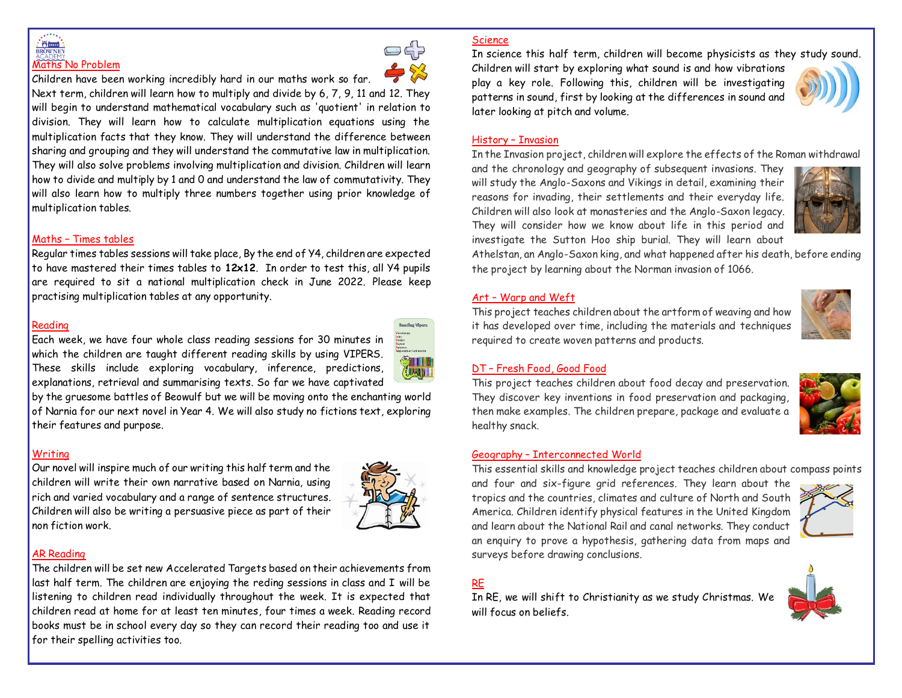## Maths No Problem

Children have been working incredibly hard in our maths work so far. Next term, children will learn how to multiply and divide by 6, 7, 9, 11 and 12. They will begin to understand mathematical vocabulary such as 'quotient' in relation to division. They will learn how to calculate multiplication equations using the multiplication facts that they know. They will understand the difference between sharing and grouping and they will understand the commutative law in multiplication. They will also solve problems involving multiplication and division. Children will learn how to divide and multiply by 1 and 0 and understand the law of commutativity. They will also learn how to multiply three numbers together using prior knowledge of multiplication tables.

## Maths – Times tables

Regular times tables sessions will take place, By the end of Y4, children are expected to have mastered their times tables to **12x12**. In order to test this, all Y4 pupils are required to sit a national multiplication check in June 2022. Please keep practising multiplication tables at any opportunity.

## Reading

Each week, we have four whole class reading sessions for 30 minutes in which the children are taught different reading skills by using VIPERS. These skills include exploring vocabulary, inference, predictions, explanations, retrieval and summarising texts. So far we have captivated by the gruesome battles of Beowulf but we will be moving onto the enchanting world of Narnia for our next novel in Year 4. We will also study no fictions text, exploring their features and purpose.

## Writing

Our novel will inspire much of our writing this half term and the children will write their own narrative based on Narnia, using rich and varied vocabulary and a range of sentence structures. Children will also be writing a persuasive piece as part of their non fiction work.

## AR Reading

The children will be set new Accelerated Targets based on their achievements from last half term. The children are enjoying the reding sessions in class and I will be listening to children read individually throughout the week. It is expected that children read at home for at least ten minutes, four times a week. Reading record books must be in school every day so they can record their reading too and use it for their spelling activities too.

## Science

In science this half term, children will become physicists as they study sound. Children will start by exploring what sound is and how vibrations play a key role. Following this, children will be investigating patterns in sound, first by looking at the differences in sound and later looking at pitch and volume.

## History – Invasion

In the Invasion project, children will explore the effects of the Roman withdrawal and the chronology and geography of subsequent invasions. They will study the Anglo-Saxons and Vikings in detail, examining their reasons for invading, their settlements and their everyday life. Children will also look at monasteries and the Anglo-Saxon legacy. They will consider how we know about life in this period and investigate the Sutton Hoo ship burial. They will learn about Athelstan, an Anglo-Saxon king, and what happened after his death, before ending the project by learning about the Norman invasion of 1066.

## Art – Warp and Weft

This project teaches children about the artform of weaving and how it has developed over time, including the materials and techniques required to create woven patterns and products.

## DT – Fresh Food, Good Food

This project teaches children about food decay and preservation. They discover key inventions in food preservation and packaging, then make examples. The children prepare, package and evaluate a healthy snack.

## Geography – Interconnected World

This essential skills and knowledge project teaches children about compass points and four and six-figure grid references. They learn about the tropics and the countries, climates and culture of North and South America. Children identify physical features in the United Kingdom and learn about the National Rail and canal networks. They conduct an enquiry to prove a hypothesis, gathering data from maps and surveys before drawing conclusions.

## RE

In RE, we will shift to Christianity as we study Christmas. We will focus on beliefs.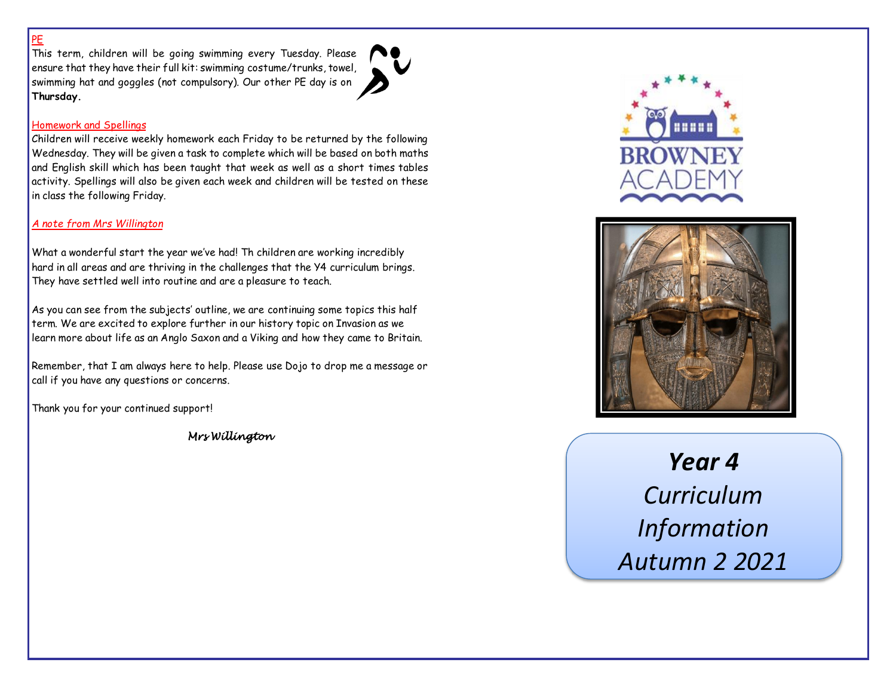PE

This term, children will be going swimming every Tuesday. Please ensure that they have their full kit: swimming costume/trunks, towel, swimming hat and goggles (not compulsory). Our other PE day is on **Thursday.**

Homework and Spellings

Children will receive weekly homework each Friday to be returned by the following Wednesday. They will be given a task to complete which will be based on both maths and English skill which has been taught that week as well as a short times tables activity. Spellings will also be given each week and children will be tested on these in class the following Friday.

*A note from Mrs Willington*

What a wonderful start the year we've had! Th children are working incredibly hard in all areas and are thriving in the challenges that the Y4 curriculum brings. They have settled well into routine and are a pleasure to teach.

As you can see from the subjects' outline, we are continuing some topics this half term. We are excited to explore further in our history topic on Invasion as we learn more about life as an Anglo Saxon and a Viking and how they came to Britain.

Remember, that I am always here to help. Please use Dojo to drop me a message or call if you have any questions or concerns.

Thank you for your continued support!

*Mrs Willington*

BROWNEY ACADEMY

# *Year 4 Curriculum Information Autumn 2 2021*